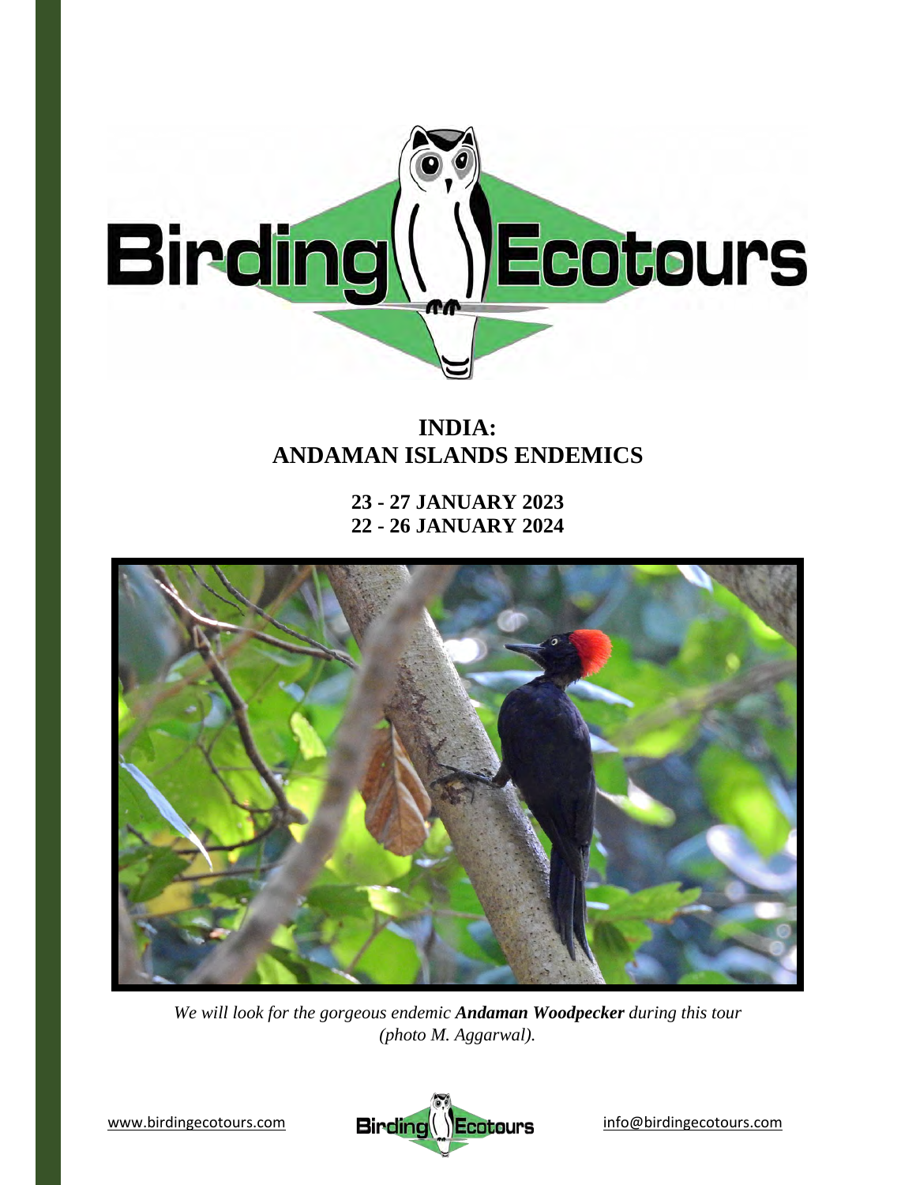# INDIA: ANDAMAN ISLANDS ENDEMICS

## 23 - 27 JANUARY 2023
## 22 - 26 JANUARY 2024

*We will look for the gorgeous endemic* ***Andaman Woodpecker*** *during this tour (photo M. Aggarwal).*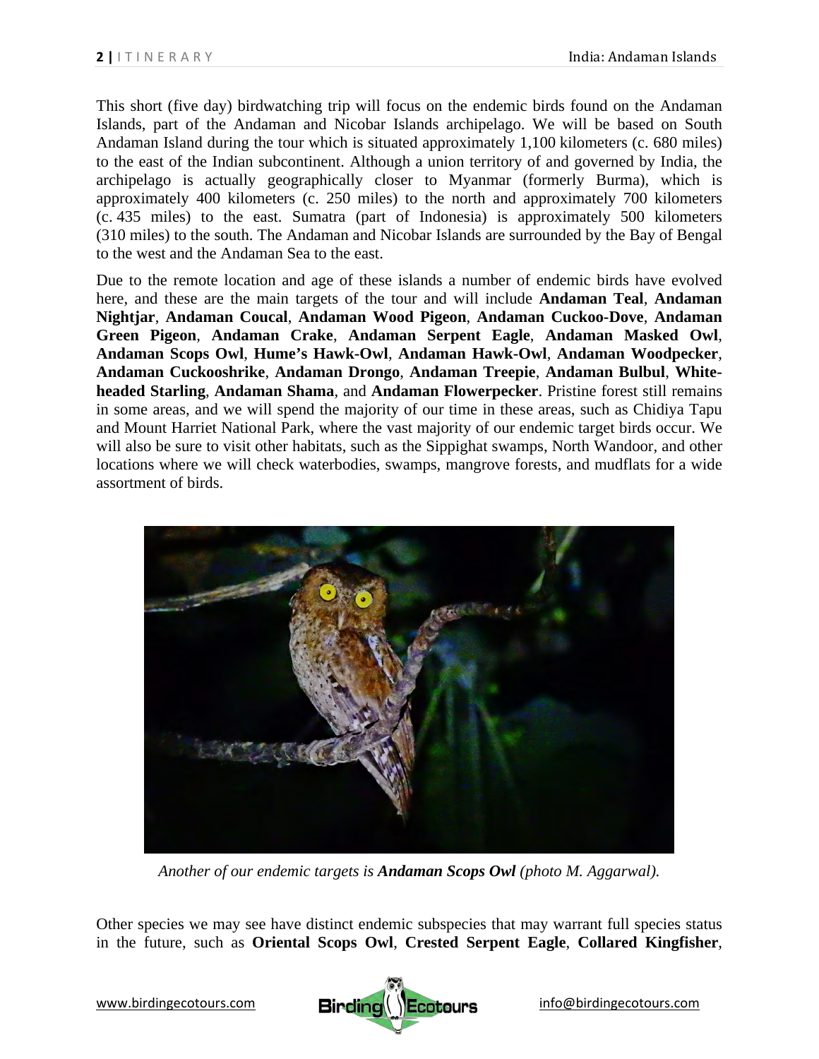This short (five day) birdwatching trip will focus on the endemic birds found on the Andaman Islands, part of the Andaman and Nicobar Islands archipelago. We will be based on South Andaman Island during the tour which is situated approximately 1,100 kilometers (c. 680 miles) to the east of the Indian subcontinent. Although a union territory of and governed by India, the archipelago is actually geographically closer to Myanmar (formerly Burma), which is approximately 400 kilometers (c. 250 miles) to the north and approximately 700 kilometers (c. 435 miles) to the east. Sumatra (part of Indonesia) is approximately 500 kilometers (310 miles) to the south. The Andaman and Nicobar Islands are surrounded by the Bay of Bengal to the west and the Andaman Sea to the east.

Due to the remote location and age of these islands a number of endemic birds have evolved here, and these are the main targets of the tour and will include **Andaman Teal**, **Andaman Nightjar**, **Andaman Coucal**, **Andaman Wood Pigeon**, **Andaman Cuckoo-Dove**, **Andaman Green Pigeon**, **Andaman Crake**, **Andaman Serpent Eagle**, **Andaman Masked Owl**, **Andaman Scops Owl**, **Hume's Hawk-Owl**, **Andaman Hawk-Owl**, **Andaman Woodpecker**, **Andaman Cuckooshrike**, **Andaman Drongo**, **Andaman Treepie**, **Andaman Bulbul**, **White-headed Starling**, **Andaman Shama**, and **Andaman Flowerpecker**. Pristine forest still remains in some areas, and we will spend the majority of our time in these areas, such as Chidiya Tapu and Mount Harriet National Park, where the vast majority of our endemic target birds occur. We will also be sure to visit other habitats, such as the Sippighat swamps, North Wandoor, and other locations where we will check waterbodies, swamps, mangrove forests, and mudflats for a wide assortment of birds.

*Another of our endemic targets is **Andaman Scops Owl** (photo M. Aggarwal).*

Other species we may see have distinct endemic subspecies that may warrant full species status in the future, such as **Oriental Scops Owl**, **Crested Serpent Eagle**, **Collared Kingfisher**,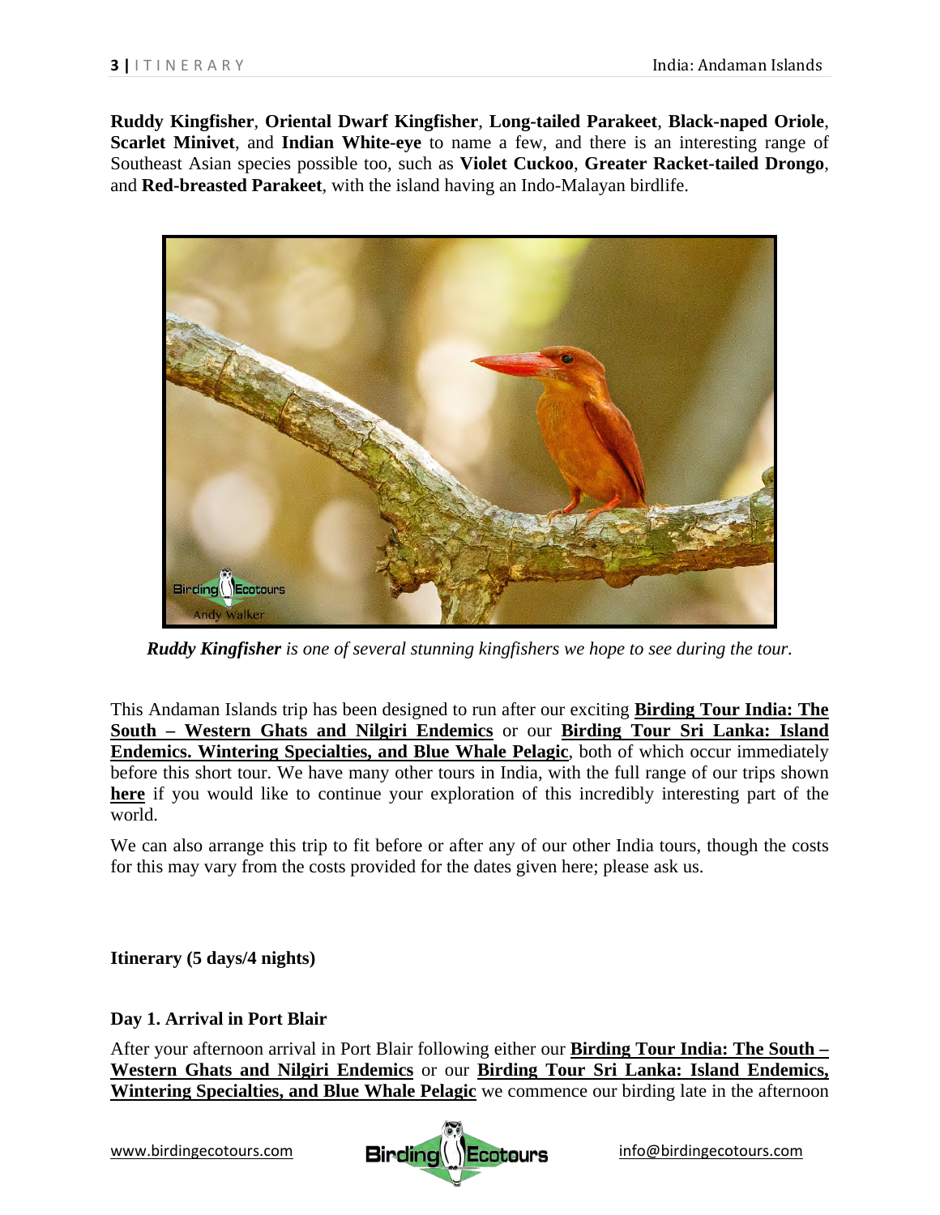**Ruddy Kingfisher**, **Oriental Dwarf Kingfisher**, **Long-tailed Parakeet**, **Black-naped Oriole**, **Scarlet Minivet**, and **Indian White-eye** to name a few, and there is an interesting range of Southeast Asian species possible too, such as **Violet Cuckoo**, **Greater Racket-tailed Drongo**, and **Red-breasted Parakeet**, with the island having an Indo-Malayan birdlife.

***Ruddy Kingfisher*** *is one of several stunning kingfishers we hope to see during the tour.*

This Andaman Islands trip has been designed to run after our exciting **Birding Tour India: The South – Western Ghats and Nilgiri Endemics** or our **Birding Tour Sri Lanka: Island Endemics. Wintering Specialties, and Blue Whale Pelagic**, both of which occur immediately before this short tour. We have many other tours in India, with the full range of our trips shown **here** if you would like to continue your exploration of this incredibly interesting part of the world.

We can also arrange this trip to fit before or after any of our other India tours, though the costs for this may vary from the costs provided for the dates given here; please ask us.

**Itinerary (5 days/4 nights)**

**Day 1. Arrival in Port Blair**

After your afternoon arrival in Port Blair following either our **Birding Tour India: The South – Western Ghats and Nilgiri Endemics** or our **Birding Tour Sri Lanka: Island Endemics, Wintering Specialties, and Blue Whale Pelagic** we commence our birding late in the afternoon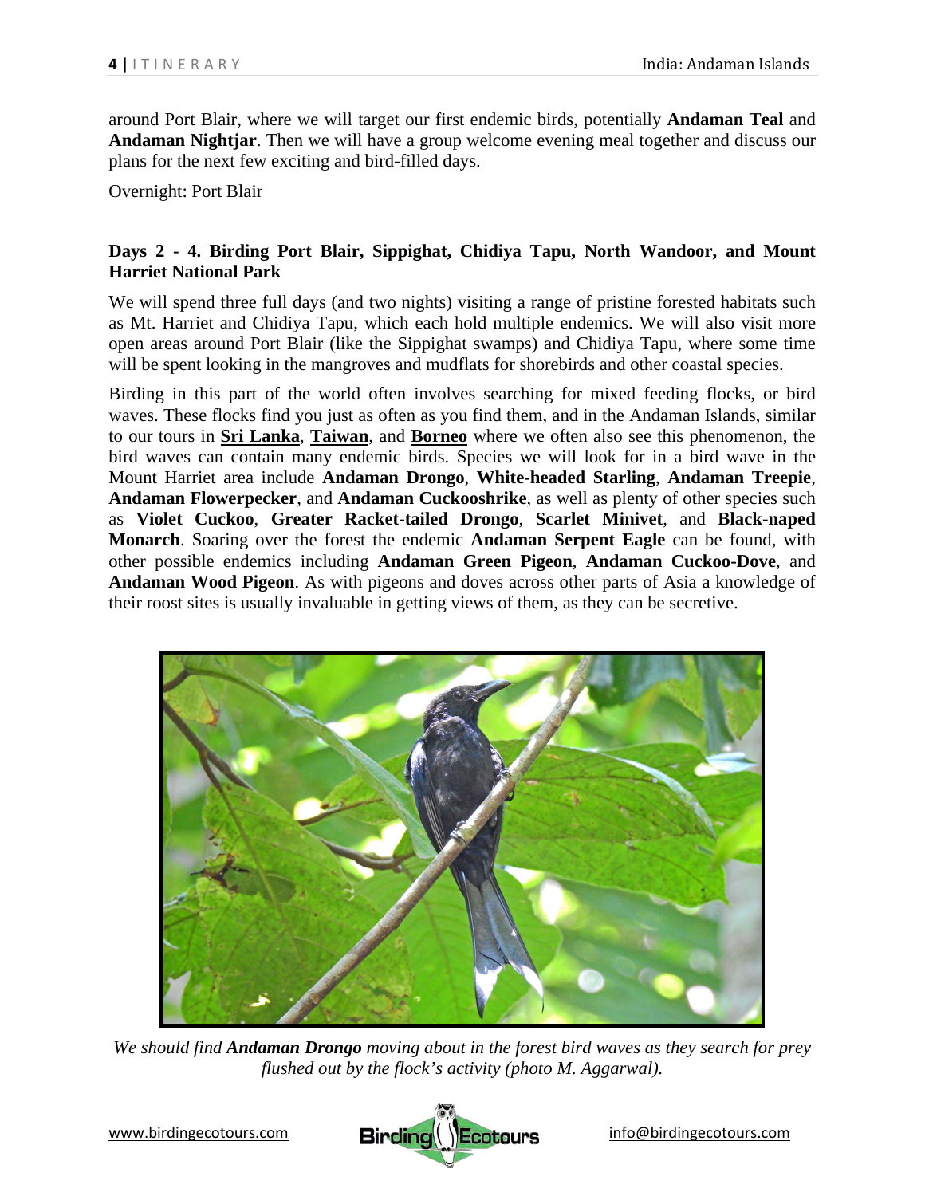around Port Blair, where we will target our first endemic birds, potentially **Andaman Teal** and **Andaman Nightjar**. Then we will have a group welcome evening meal together and discuss our plans for the next few exciting and bird-filled days.

Overnight: Port Blair

**Days 2 - 4. Birding Port Blair, Sippighat, Chidiya Tapu, North Wandoor, and Mount Harriet National Park**

We will spend three full days (and two nights) visiting a range of pristine forested habitats such as Mt. Harriet and Chidiya Tapu, which each hold multiple endemics. We will also visit more open areas around Port Blair (like the Sippighat swamps) and Chidiya Tapu, where some time will be spent looking in the mangroves and mudflats for shorebirds and other coastal species.

Birding in this part of the world often involves searching for mixed feeding flocks, or bird waves. These flocks find you just as often as you find them, and in the Andaman Islands, similar to our tours in **Sri Lanka**, **Taiwan**, and **Borneo** where we often also see this phenomenon, the bird waves can contain many endemic birds. Species we will look for in a bird wave in the Mount Harriet area include **Andaman Drongo**, **White-headed Starling**, **Andaman Treepie**, **Andaman Flowerpecker**, and **Andaman Cuckooshrike**, as well as plenty of other species such as **Violet Cuckoo**, **Greater Racket-tailed Drongo**, **Scarlet Minivet**, and **Black-naped Monarch**. Soaring over the forest the endemic **Andaman Serpent Eagle** can be found, with other possible endemics including **Andaman Green Pigeon**, **Andaman Cuckoo-Dove**, and **Andaman Wood Pigeon**. As with pigeons and doves across other parts of Asia a knowledge of their roost sites is usually invaluable in getting views of them, as they can be secretive.

*We should find **Andaman Drongo** moving about in the forest bird waves as they search for prey flushed out by the flock's activity (photo M. Aggarwal).*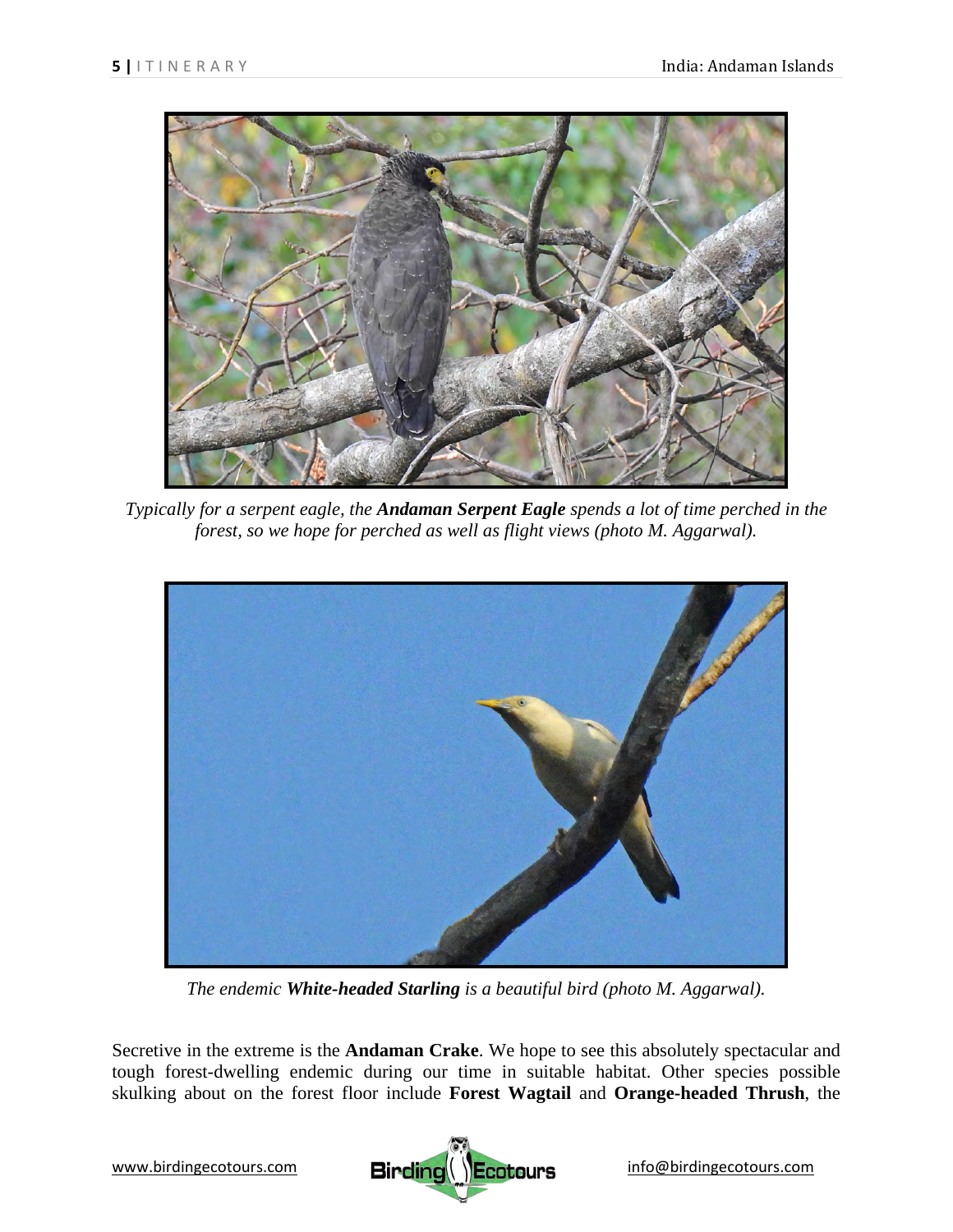*Typically for a serpent eagle, the **Andaman Serpent Eagle** spends a lot of time perched in the forest, so we hope for perched as well as flight views (photo M. Aggarwal).*

*The endemic **White-headed Starling** is a beautiful bird (photo M. Aggarwal).*

Secretive in the extreme is the **Andaman Crake**. We hope to see this absolutely spectacular and tough forest-dwelling endemic during our time in suitable habitat. Other species possible skulking about on the forest floor include **Forest Wagtail** and **Orange-headed Thrush**, the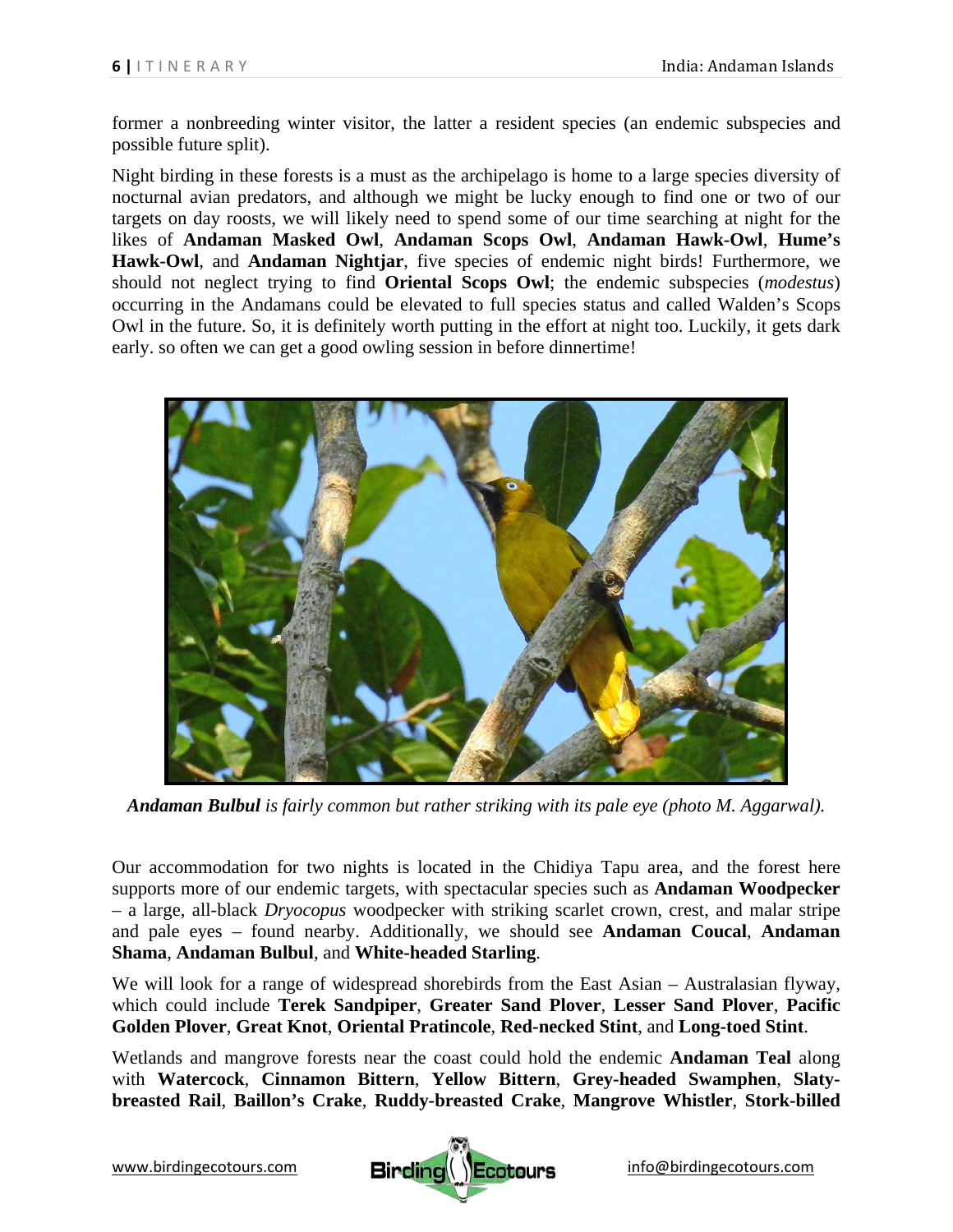former a nonbreeding winter visitor, the latter a resident species (an endemic subspecies and possible future split).

Night birding in these forests is a must as the archipelago is home to a large species diversity of nocturnal avian predators, and although we might be lucky enough to find one or two of our targets on day roosts, we will likely need to spend some of our time searching at night for the likes of **Andaman Masked Owl**, **Andaman Scops Owl**, **Andaman Hawk-Owl**, **Hume's Hawk-Owl**, and **Andaman Nightjar**, five species of endemic night birds! Furthermore, we should not neglect trying to find **Oriental Scops Owl**; the endemic subspecies (*modestus*) occurring in the Andamans could be elevated to full species status and called Walden's Scops Owl in the future. So, it is definitely worth putting in the effort at night too. Luckily, it gets dark early. so often we can get a good owling session in before dinnertime!

***Andaman Bulbul** is fairly common but rather striking with its pale eye (photo M. Aggarwal).*

Our accommodation for two nights is located in the Chidiya Tapu area, and the forest here supports more of our endemic targets, with spectacular species such as **Andaman Woodpecker** – a large, all-black *Dryocopus* woodpecker with striking scarlet crown, crest, and malar stripe and pale eyes – found nearby. Additionally, we should see **Andaman Coucal**, **Andaman Shama**, **Andaman Bulbul**, and **White-headed Starling**.

We will look for a range of widespread shorebirds from the East Asian – Australasian flyway, which could include **Terek Sandpiper**, **Greater Sand Plover**, **Lesser Sand Plover**, **Pacific Golden Plover**, **Great Knot**, **Oriental Pratincole**, **Red-necked Stint**, and **Long-toed Stint**.

Wetlands and mangrove forests near the coast could hold the endemic **Andaman Teal** along with **Watercock**, **Cinnamon Bittern**, **Yellow Bittern**, **Grey-headed Swamphen**, **Slaty-breasted Rail**, **Baillon's Crake**, **Ruddy-breasted Crake**, **Mangrove Whistler**, **Stork-billed**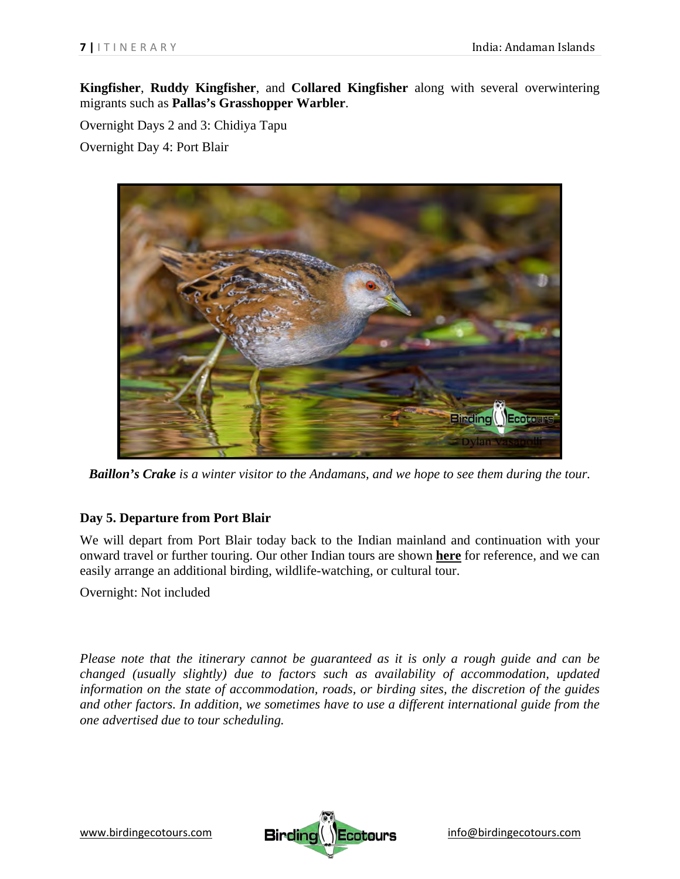**Kingfisher**, **Ruddy Kingfisher**, and **Collared Kingfisher** along with several overwintering migrants such as **Pallas's Grasshopper Warbler**.

Overnight Days 2 and 3: Chidiya Tapu

Overnight Day 4: Port Blair

***Baillon's Crake*** *is a winter visitor to the Andamans, and we hope to see them during the tour.*

**Day 5. Departure from Port Blair**

We will depart from Port Blair today back to the Indian mainland and continuation with your onward travel or further touring. Our other Indian tours are shown **here** for reference, and we can easily arrange an additional birding, wildlife-watching, or cultural tour.

Overnight: Not included

*Please note that the itinerary cannot be guaranteed as it is only a rough guide and can be changed (usually slightly) due to factors such as availability of accommodation, updated information on the state of accommodation, roads, or birding sites, the discretion of the guides and other factors. In addition, we sometimes have to use a different international guide from the one advertised due to tour scheduling.*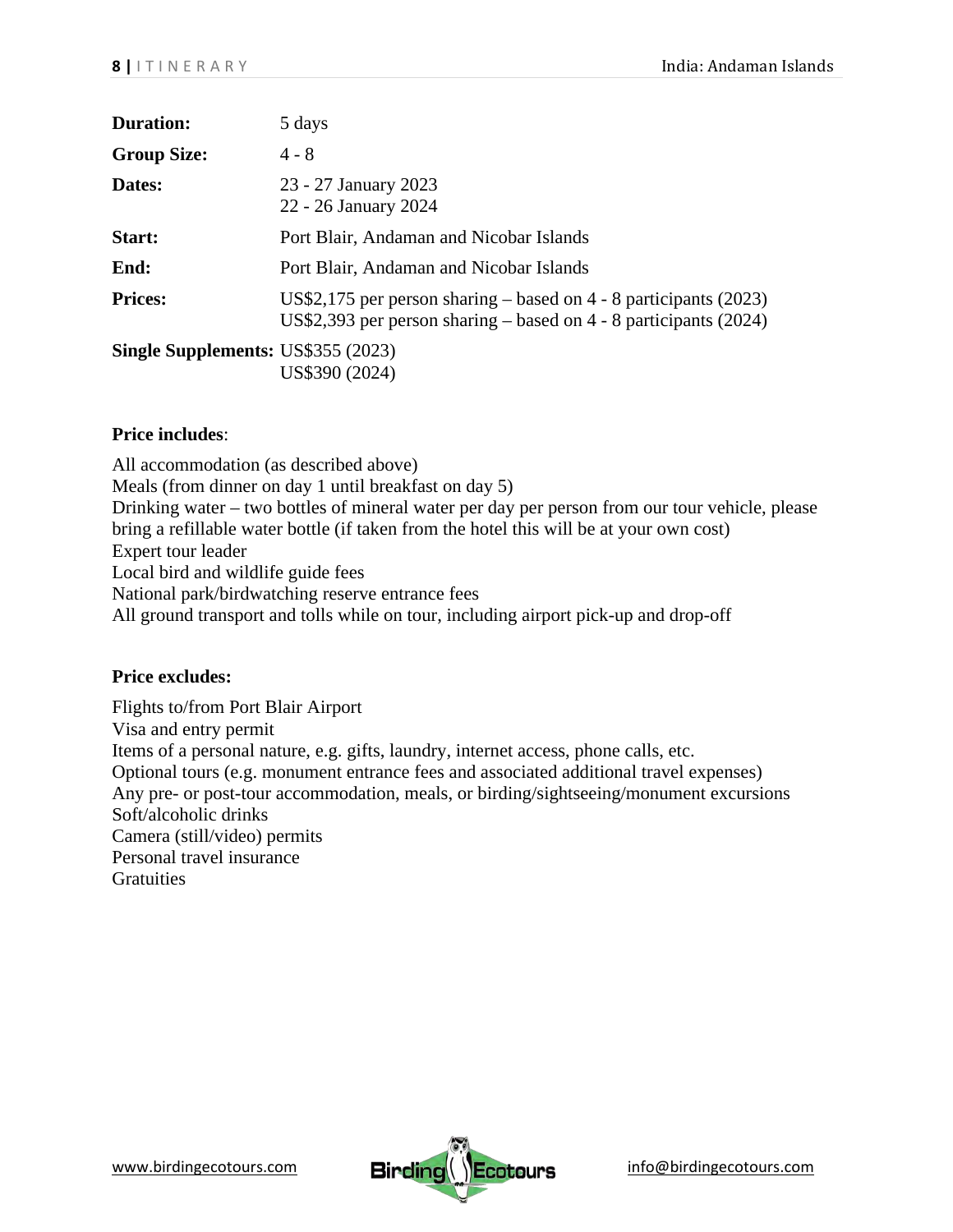| | |
|---|---|
| **Duration:** | 5 days |
| **Group Size:** | 4 - 8 |
| **Dates:** | 23 - 27 January 2023<br>22 - 26 January 2024 |
| **Start:** | Port Blair, Andaman and Nicobar Islands |
| **End:** | Port Blair, Andaman and Nicobar Islands |
| **Prices:** | US$2,175 per person sharing – based on 4 - 8 participants (2023)<br>US$2,393 per person sharing – based on 4 - 8 participants (2024) |
| **Single Supplements:** | US$355 (2023)<br>US$390 (2024) |

**Price includes**:

All accommodation (as described above)
Meals (from dinner on day 1 until breakfast on day 5)
Drinking water – two bottles of mineral water per day per person from our tour vehicle, please bring a refillable water bottle (if taken from the hotel this will be at your own cost)
Expert tour leader
Local bird and wildlife guide fees
National park/birdwatching reserve entrance fees
All ground transport and tolls while on tour, including airport pick-up and drop-off

**Price excludes:**

Flights to/from Port Blair Airport
Visa and entry permit
Items of a personal nature, e.g. gifts, laundry, internet access, phone calls, etc.
Optional tours (e.g. monument entrance fees and associated additional travel expenses)
Any pre- or post-tour accommodation, meals, or birding/sightseeing/monument excursions
Soft/alcoholic drinks
Camera (still/video) permits
Personal travel insurance
Gratuities